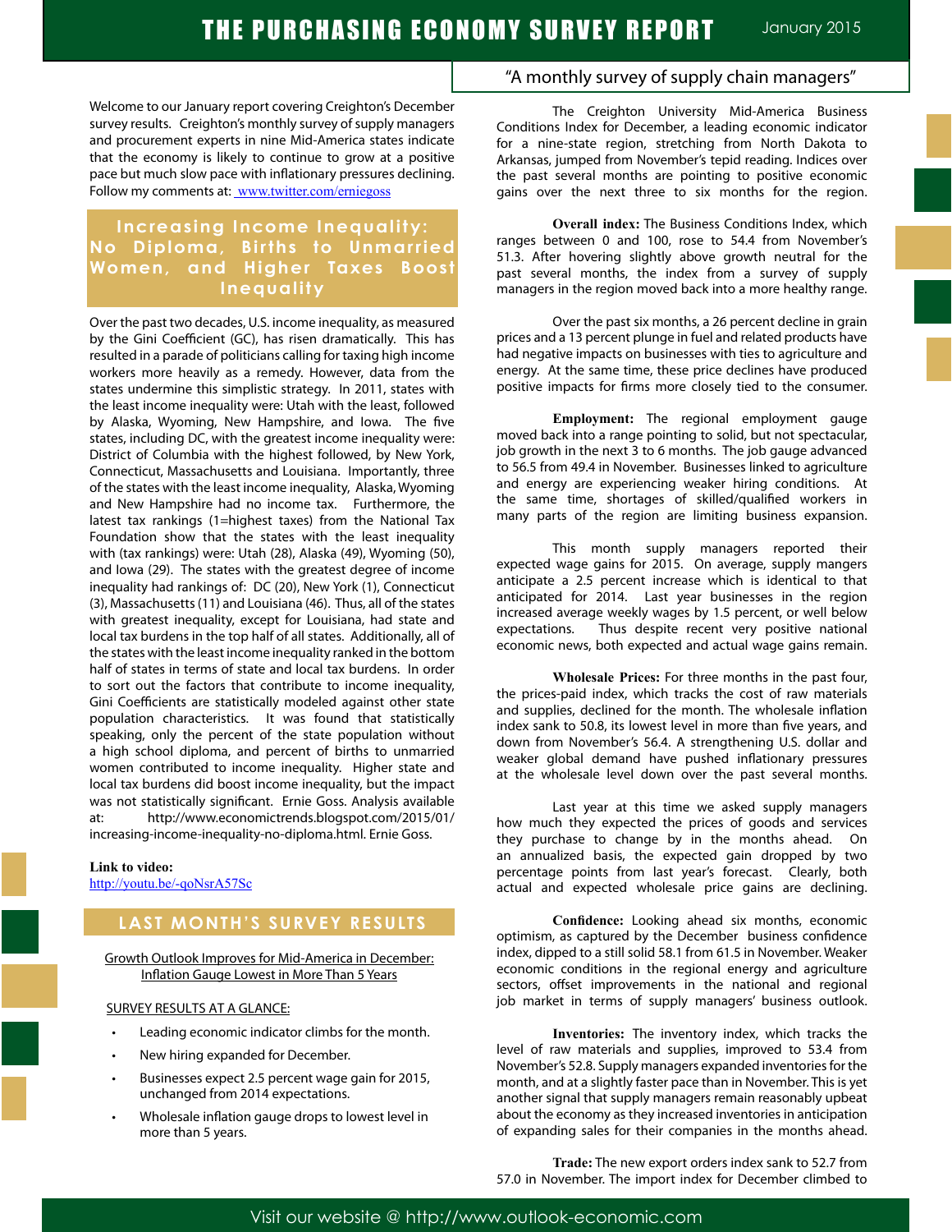# THE PURCHASING ECONOMY SURVEY REPORT

January 2015

"A monthly survey of supply chain managers"

Welcome to our January report covering Creighton's December survey results. Creighton's monthly survey of supply managers and procurement experts in nine Mid-America states indicate that the economy is likely to continue to grow at a positive pace but much slow pace with inflationary pressures declining. Follow my comments at: [www.twitter.com/erniegoss](www.twitter.com/erniegoss)

## Increasing Income Inequality: No Diploma, Births to Unmarried Women, and Higher Taxes Boost Inequality

Over the past two decades, U.S. income inequality, as measured by the Gini Coefficient (GC), has risen dramatically. This has resulted in a parade of politicians calling for taxing high income workers more heavily as a remedy. However, data from the states undermine this simplistic strategy. In 2011, states with the least income inequality were: Utah with the least, followed by Alaska, Wyoming, New Hampshire, and Iowa. The five states, including DC, with the greatest income inequality were: District of Columbia with the highest followed, by New York, Connecticut, Massachusetts and Louisiana. Importantly, three of the states with the least income inequality, Alaska, Wyoming and New Hampshire had no income tax. Furthermore, the latest tax rankings (1=highest taxes) from the National Tax Foundation show that the states with the least inequality with (tax rankings) were: Utah (28), Alaska (49), Wyoming (50), and Iowa (29). The states with the greatest degree of income inequality had rankings of: DC (20), New York (1), Connecticut (3), Massachusetts (11) and Louisiana (46). Thus, all of the states with greatest inequality, except for Louisiana, had state and local tax burdens in the top half of all states. Additionally, all of the states with the least income inequality ranked in the bottom half of states in terms of state and local tax burdens. In order to sort out the factors that contribute to income inequality, Gini Coefficients are statistically modeled against other state population characteristics. It was found that statistically speaking, only the percent of the state population without a high school diploma, and percent of births to unmarried women contributed to income inequality. Higher state and local tax burdens did boost income inequality, but the impact was not statistically significant. Ernie Goss. Analysis available at: http://www.economictrends.blogspot.com/2015/01/increasing-income-inequality-no-diploma.html. Ernie Goss.

**Link to video:**
[http://youtu.be/-qoNsrA57Sc](http://youtu.be/-qoNsrA57Sc)

## LAST MONTH'S SURVEY RESULTS

Growth Outlook Improves for Mid-America in December:
Inflation Gauge Lowest in More Than 5 Years

SURVEY RESULTS AT A GLANCE:

- Leading economic indicator climbs for the month.
- New hiring expanded for December.
- Businesses expect 2.5 percent wage gain for 2015, unchanged from 2014 expectations.
- Wholesale inflation gauge drops to lowest level in more than 5 years.

The Creighton University Mid-America Business Conditions Index for December, a leading economic indicator for a nine-state region, stretching from North Dakota to Arkansas, jumped from November's tepid reading. Indices over the past several months are pointing to positive economic gains over the next three to six months for the region.

**Overall index:** The Business Conditions Index, which ranges between 0 and 100, rose to 54.4 from November's 51.3. After hovering slightly above growth neutral for the past several months, the index from a survey of supply managers in the region moved back into a more healthy range.

Over the past six months, a 26 percent decline in grain prices and a 13 percent plunge in fuel and related products have had negative impacts on businesses with ties to agriculture and energy. At the same time, these price declines have produced positive impacts for firms more closely tied to the consumer.

**Employment:** The regional employment gauge moved back into a range pointing to solid, but not spectacular, job growth in the next 3 to 6 months. The job gauge advanced to 56.5 from 49.4 in November. Businesses linked to agriculture and energy are experiencing weaker hiring conditions. At the same time, shortages of skilled/qualified workers in many parts of the region are limiting business expansion.

This month supply managers reported their expected wage gains for 2015. On average, supply mangers anticipate a 2.5 percent increase which is identical to that anticipated for 2014. Last year businesses in the region increased average weekly wages by 1.5 percent, or well below expectations. Thus despite recent very positive national economic news, both expected and actual wage gains remain.

**Wholesale Prices:** For three months in the past four, the prices-paid index, which tracks the cost of raw materials and supplies, declined for the month. The wholesale inflation index sank to 50.8, its lowest level in more than five years, and down from November's 56.4. A strengthening U.S. dollar and weaker global demand have pushed inflationary pressures at the wholesale level down over the past several months.

Last year at this time we asked supply managers how much they expected the prices of goods and services they purchase to change by in the months ahead. On an annualized basis, the expected gain dropped by two percentage points from last year's forecast. Clearly, both actual and expected wholesale price gains are declining.

**Confidence:** Looking ahead six months, economic optimism, as captured by the December business confidence index, dipped to a still solid 58.1 from 61.5 in November. Weaker economic conditions in the regional energy and agriculture sectors, offset improvements in the national and regional job market in terms of supply managers' business outlook.

**Inventories:** The inventory index, which tracks the level of raw materials and supplies, improved to 53.4 from November's 52.8. Supply managers expanded inventories for the month, and at a slightly faster pace than in November. This is yet another signal that supply managers remain reasonably upbeat about the economy as they increased inventories in anticipation of expanding sales for their companies in the months ahead.

**Trade:** The new export orders index sank to 52.7 from 57.0 in November. The import index for December climbed to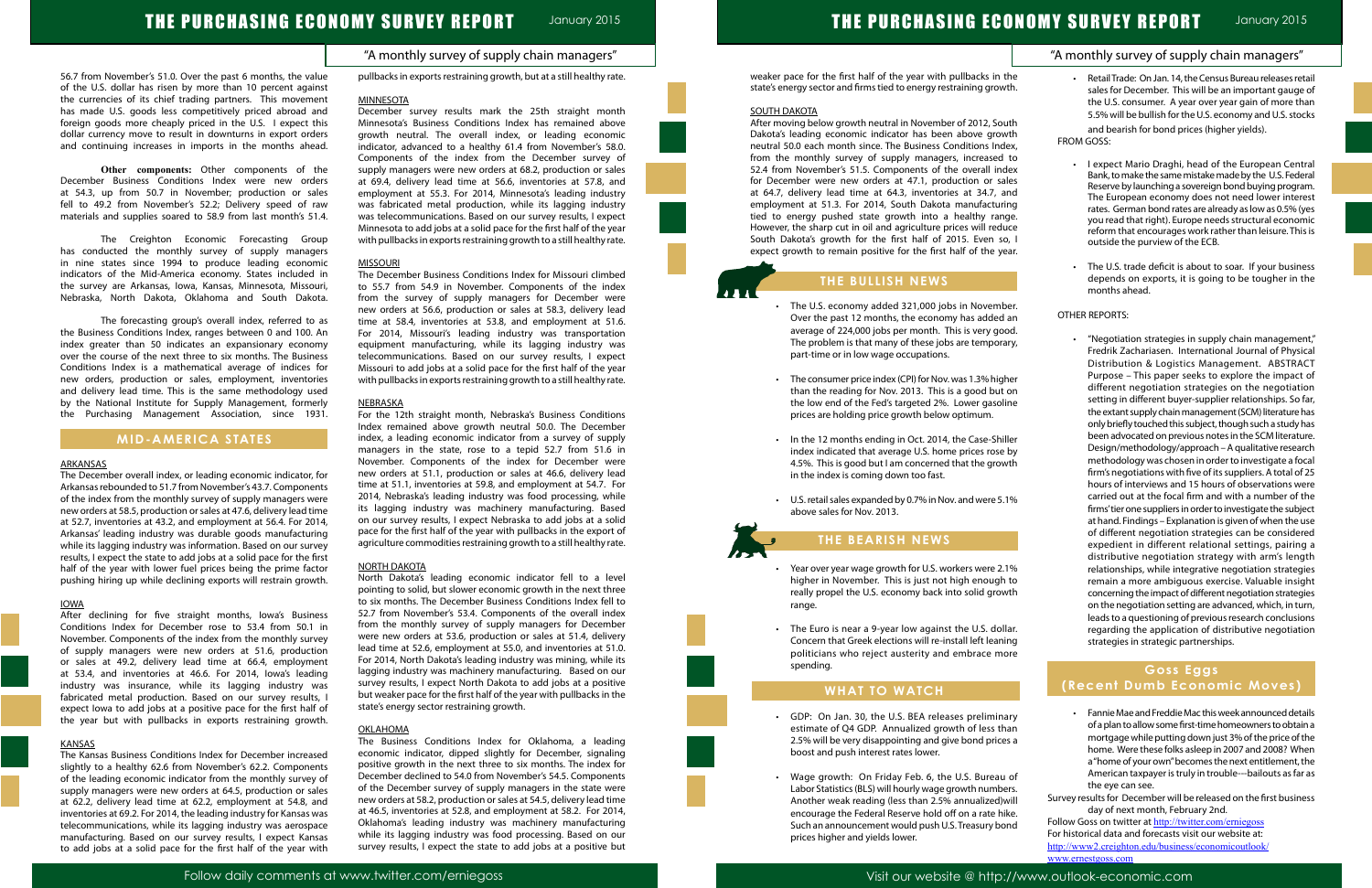56.7 from November's 51.0. Over the past 6 months, the value of the U.S. dollar has risen by more than 10 percent against the currencies of its chief trading partners. This movement has made U.S. goods less competitively priced abroad and foreign goods more cheaply priced in the U.S. I expect this dollar currency move to result in downturns in export orders and continuing increases in imports in the months ahead.

**Other components:** Other components of the December Business Conditions Index were new orders at 54.3, up from 50.7 in November; production or sales fell to 49.2 from November's 52.2; Delivery speed of raw materials and supplies soared to 58.9 from last month's 51.4.

The Creighton Economic Forecasting Group has conducted the monthly survey of supply managers in nine states since 1994 to produce leading economic indicators of the Mid-America economy. States included in the survey are Arkansas, Iowa, Kansas, Minnesota, Missouri, Nebraska, North Dakota, Oklahoma and South Dakota.

The forecasting group's overall index, referred to as the Business Conditions Index, ranges between 0 and 100. An index greater than 50 indicates an expansionary economy over the course of the next three to six months. The Business Conditions Index is a mathematical average of indices for new orders, production or sales, employment, inventories and delivery lead time. This is the same methodology used by the National Institute for Supply Management, formerly the Purchasing Management Association, since 1931.

## MID-AMERICA STATES

### ARKANSAS

The December overall index, or leading economic indicator, for Arkansas rebounded to 51.7 from November's 43.7. Components of the index from the monthly survey of supply managers were new orders at 58.5, production or sales at 47.6, delivery lead time at 52.7, inventories at 43.2, and employment at 56.4. For 2014, Arkansas' leading industry was durable goods manufacturing while its lagging industry was information. Based on our survey results, I expect the state to add jobs at a solid pace for the first half of the year with lower fuel prices being the prime factor pushing hiring up while declining exports will restrain growth.

### IOWA

After declining for five straight months, Iowa's Business Conditions Index for December rose to 53.4 from 50.1 in November. Components of the index from the monthly survey of supply managers were new orders at 51.6, production or sales at 49.2, delivery lead time at 66.4, employment at 53.4, and inventories at 46.6. For 2014, Iowa's leading industry was insurance, while its lagging industry was fabricated metal production. Based on our survey results, I expect Iowa to add jobs at a positive pace for the first half of the year but with pullbacks in exports restraining growth.

### KANSAS

The Kansas Business Conditions Index for December increased slightly to a healthy 62.6 from November's 62.2. Components of the leading economic indicator from the monthly survey of supply managers were new orders at 64.5, production or sales at 62.2, delivery lead time at 62.2, employment at 54.8, and inventories at 69.2. For 2014, the leading industry for Kansas was telecommunications, while its lagging industry was aerospace manufacturing. Based on our survey results, I expect Kansas to add jobs at a solid pace for the first half of the year with pullbacks in exports restraining growth, but at a still healthy rate.

### MINNESOTA

December survey results mark the 25th straight month Minnesota's Business Conditions Index has remained above growth neutral. The overall index, or leading economic indicator, advanced to a healthy 61.4 from November's 58.0. Components of the index from the December survey of supply managers were new orders at 68.2, production or sales at 69.4, delivery lead time at 56.6, inventories at 57.8, and employment at 55.3. For 2014, Minnesota's leading industry was fabricated metal production, while its lagging industry was telecommunications. Based on our survey results, I expect Minnesota to add jobs at a solid pace for the first half of the year with pullbacks in exports restraining growth to a still healthy rate.

### MISSOURI

The December Business Conditions Index for Missouri climbed to 55.7 from 54.9 in November. Components of the index from the survey of supply managers for December were new orders at 56.6, production or sales at 58.3, delivery lead time at 58.4, inventories at 53.8, and employment at 51.6. For 2014, Missouri's leading industry was transportation equipment manufacturing, while its lagging industry was telecommunications. Based on our survey results, I expect Missouri to add jobs at a solid pace for the first half of the year with pullbacks in exports restraining growth to a still healthy rate.

### NEBRASKA

For the 12th straight month, Nebraska's Business Conditions Index remained above growth neutral 50.0. The December index, a leading economic indicator from a survey of supply managers in the state, rose to a tepid 52.7 from 51.6 in November. Components of the index for December were new orders at 51.1, production or sales at 46.6, delivery lead time at 51.1, inventories at 59.8, and employment at 54.7. For 2014, Nebraska's leading industry was food processing, while its lagging industry was machinery manufacturing. Based on our survey results, I expect Nebraska to add jobs at a solid pace for the first half of the year with pullbacks in the export of agriculture commodities restraining growth to a still healthy rate.

### NORTH DAKOTA

North Dakota's leading economic indicator fell to a level pointing to solid, but slower economic growth in the next three to six months. The December Business Conditions Index fell to 52.7 from November's 53.4. Components of the overall index from the monthly survey of supply managers for December were new orders at 53.6, production or sales at 51.4, delivery lead time at 52.6, employment at 55.0, and inventories at 51.0. For 2014, North Dakota's leading industry was mining, while its lagging industry was machinery manufacturing. Based on our survey results, I expect North Dakota to add jobs at a positive but weaker pace for the first half of the year with pullbacks in the state's energy sector restraining growth.

### OKLAHOMA

The Business Conditions Index for Oklahoma, a leading economic indicator, dipped slightly for December, signaling positive growth in the next three to six months. The index for December declined to 54.0 from November's 54.5. Components of the December survey of supply managers in the state were new orders at 58.2, production or sales at 54.5, delivery lead time at 46.5, inventories at 52.8, and employment at 58.2. For 2014, Oklahoma's leading industry was machinery manufacturing while its lagging industry was food processing. Based on our survey results, I expect the state to add jobs at a positive but weaker pace for the first half of the year with pullbacks in the state's energy sector and firms tied to energy restraining growth.

### SOUTH DAKOTA

After moving below growth neutral in November of 2012, South Dakota's leading economic indicator has been above growth neutral 50.0 each month since. The Business Conditions Index, from the monthly survey of supply managers, increased to 52.4 from November's 51.5. Components of the overall index for December were new orders at 47.1, production or sales at 64.7, delivery lead time at 64.3, inventories at 34.7, and employment at 51.3. For 2014, South Dakota manufacturing tied to energy pushed state growth into a healthy range. However, the sharp cut in oil and agriculture prices will reduce South Dakota's growth for the first half of 2015. Even so, I expect growth to remain positive for the first half of the year.

## THE BULLISH NEWS

- The U.S. economy added 321,000 jobs in November. Over the past 12 months, the economy has added an average of 224,000 jobs per month. This is very good. The problem is that many of these jobs are temporary, part-time or in low wage occupations.
- The consumer price index (CPI) for Nov. was 1.3% higher than the reading for Nov. 2013. This is a good but on the low end of the Fed's targeted 2%. Lower gasoline prices are holding price growth below optimum.
- In the 12 months ending in Oct. 2014, the Case-Shiller index indicated that average U.S. home prices rose by 4.5%. This is good but I am concerned that the growth in the index is coming down too fast.
- U.S. retail sales expanded by 0.7% in Nov. and were 5.1% above sales for Nov. 2013.

## THE BEARISH NEWS

- Year over year wage growth for U.S. workers were 2.1% higher in November. This is just not high enough to really propel the U.S. economy back into solid growth range.
- The Euro is near a 9-year low against the U.S. dollar. Concern that Greek elections will re-install left leaning politicians who reject austerity and embrace more spending.

## WHAT TO WATCH

- GDP: On Jan. 30, the U.S. BEA releases preliminary estimate of Q4 GDP. Annualized growth of less than 2.5% will be very disappointing and give bond prices a boost and push interest rates lower.
- Wage growth: On Friday Feb. 6, the U.S. Bureau of Labor Statistics (BLS) will hourly wage growth numbers. Another weak reading (less than 2.5% annualized)will encourage the Federal Reserve hold off on a rate hike. Such an announcement would push U.S. Treasury bond prices higher and yields lower.
- Retail Trade: On Jan. 14, the Census Bureau releases retail sales for December. This will be an important gauge of the U.S. consumer. A year over year gain of more than 5.5% will be bullish for the U.S. economy and U.S. stocks and bearish for bond prices (higher yields).

FROM GOSS:

- I expect Mario Draghi, head of the European Central Bank, to make the same mistake made by the U.S. Federal Reserve by launching a sovereign bond buying program. The European economy does not need lower interest rates. German bond rates are already as low as 0.5% (yes you read that right). Europe needs structural economic reform that encourages work rather than leisure. This is outside the purview of the ECB.
- The U.S. trade deficit is about to soar. If your business depends on exports, it is going to be tougher in the months ahead.

OTHER REPORTS:

- "Negotiation strategies in supply chain management," Fredrik Zachariasen. International Journal of Physical Distribution & Logistics Management. ABSTRACT Purpose – This paper seeks to explore the impact of different negotiation strategies on the negotiation setting in different buyer-supplier relationships. So far, the extant supply chain management (SCM) literature has only briefly touched this subject, though such a study has been advocated on previous notes in the SCM literature. Design/methodology/approach – A qualitative research methodology was chosen in order to investigate a focal firm's negotiations with five of its suppliers. A total of 25 hours of interviews and 15 hours of observations were carried out at the focal firm and with a number of the firms' tier one suppliers in order to investigate the subject at hand. Findings – Explanation is given of when the use of different negotiation strategies can be considered expedient in different relational settings, pairing a distributive negotiation strategy with arm's length relationships, while integrative negotiation strategies remain a more ambiguous exercise. Valuable insight concerning the impact of different negotiation strategies on the negotiation setting are advanced, which, in turn, leads to a questioning of previous research conclusions regarding the application of distributive negotiation strategies in strategic partnerships.

## Goss Eggs (Recent Dumb Economic Moves)

- Fannie Mae and Freddie Mac this week announced details of a plan to allow some first-time homeowners to obtain a mortgage while putting down just 3% of the price of the home. Were these folks asleep in 2007 and 2008? When a "home of your own" becomes the next entitlement, the American taxpayer is truly in trouble---bailouts as far as the eye can see.

Survey results for December will be released on the first business day of next month, February 2nd.

Follow Goss on twitter at http://twitter.com/erniegoss

For historical data and forecasts visit our website at: http://www2.creighton.edu/business/economicoutlook/

www.ernestgoss.com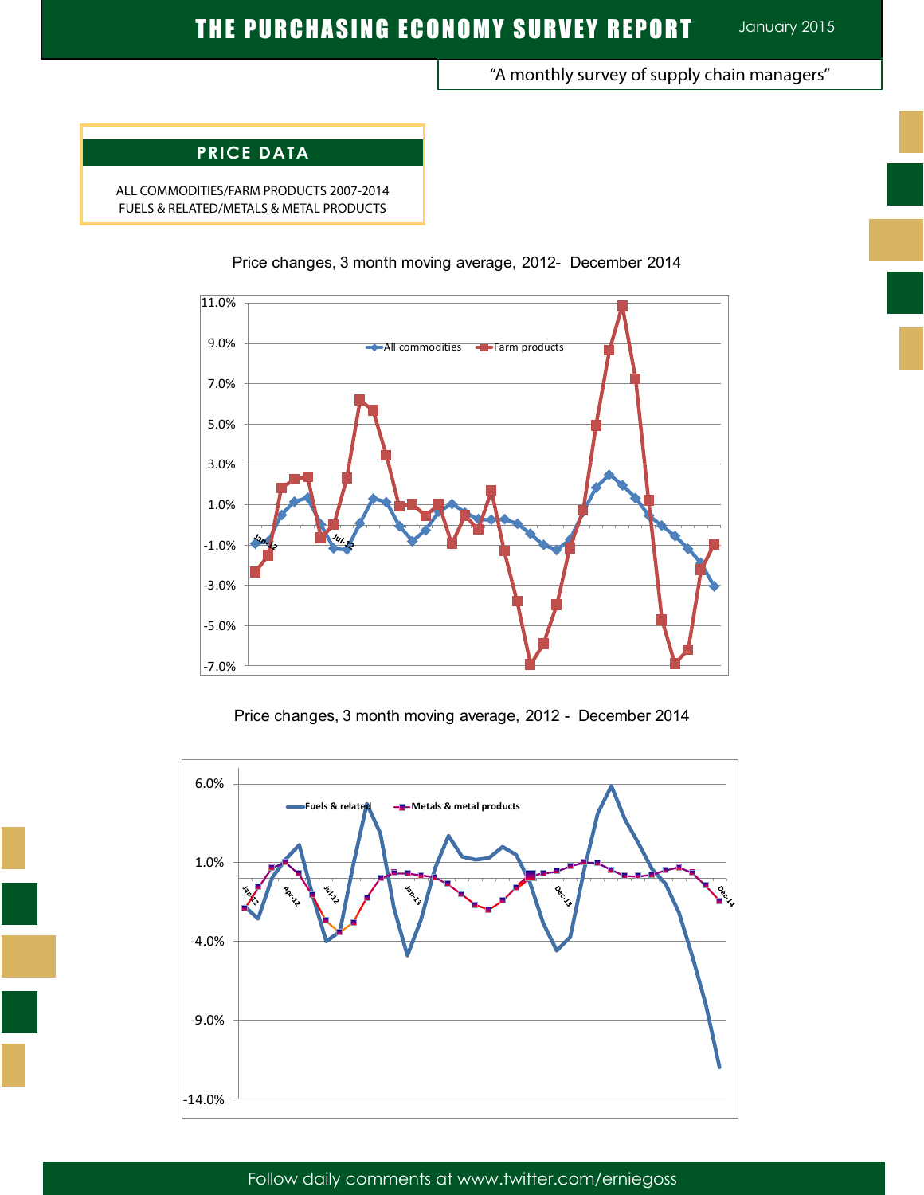# THE PURCHASING ECONOMY SURVEY REPORT

January 2015

"A monthly survey of supply chain managers"

## PRICE DATA

ALL COMMODITIES/FARM PRODUCTS 2007-2014
FUELS & RELATED/METALS & METAL PRODUCTS

Price changes, 3 month moving average, 2012- December 2014

11.0%
9.0%
7.0%
5.0%
3.0%
1.0%
-1.0%
-3.0%
-5.0%
-7.0%

All commodities
Farm products

Jan-12
Jul-12

Price changes, 3 month moving average, 2012 - December 2014

6.0%
1.0%
-4.0%
-9.0%
-14.0%

Fuels & related
Metals & metal products

Jan-12
Apr-12
Jul-12
Jan-13
Dec-13
Dec-14

Follow daily comments at www.twitter.com/erniegoss